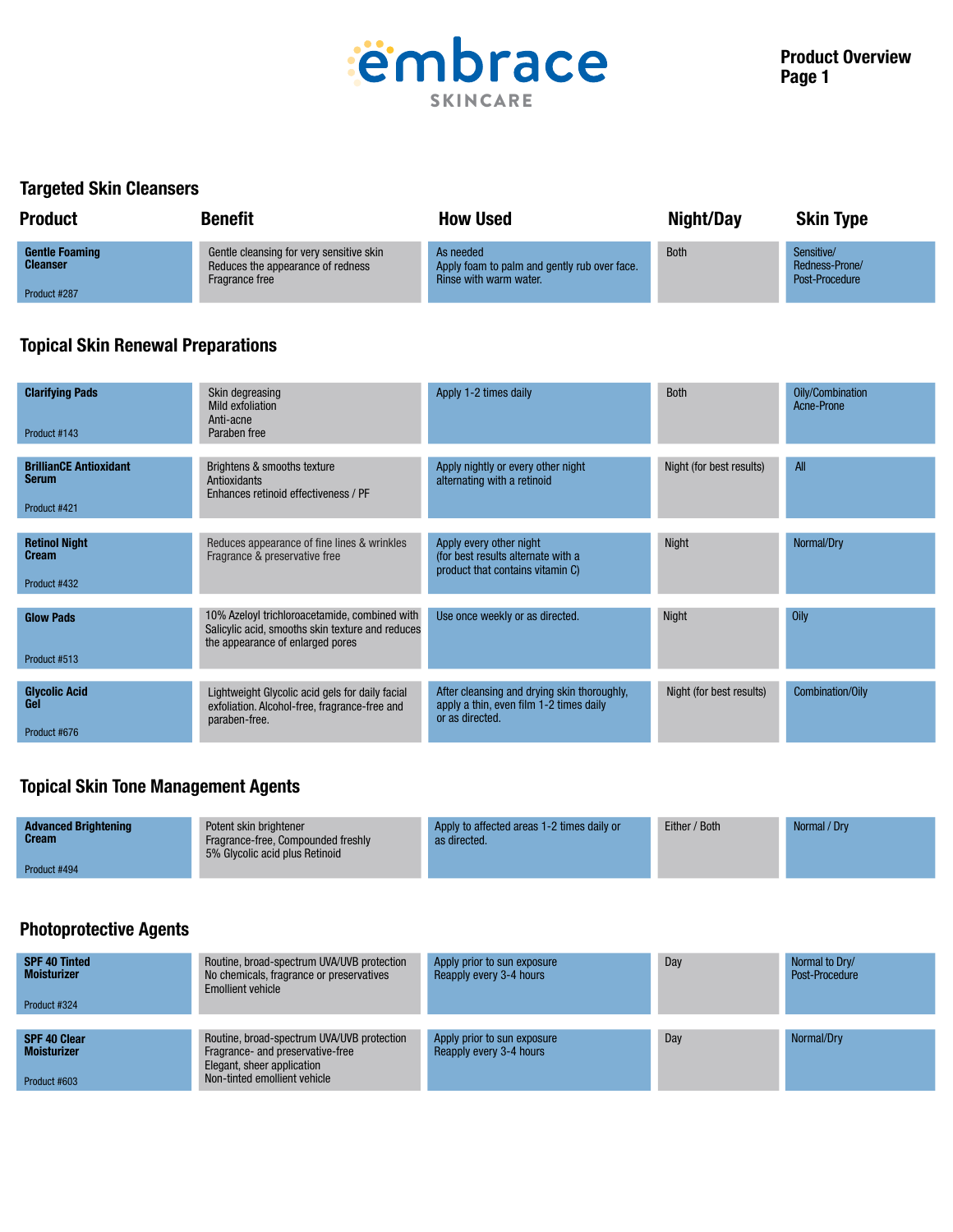embrace SKINCARE

**Product Overview**
**Page 1**

## Targeted Skin Cleansers

| Product | Benefit | How Used | Night/Day | Skin Type |
|---|---|---|---|---|
| **Gentle Foaming Cleanser**<br>Product #287 | Gentle cleansing for very sensitive skin<br>Reduces the appearance of redness<br>Fragrance free | As needed<br>Apply foam to palm and gently rub over face.<br>Rinse with warm water. | Both | Sensitive/<br>Redness-Prone/<br>Post-Procedure |

## Topical Skin Renewal Preparations

| Product | Benefit | How Used | Night/Day | Skin Type |
|---|---|---|---|---|
| **Clarifying Pads**<br>Product #143 | Skin degreasing<br>Mild exfoliation<br>Anti-acne<br>Paraben free | Apply 1-2 times daily | Both | Oily/Combination<br>Acne-Prone |
| **BrillianCE Antioxidant Serum**<br>Product #421 | Brightens & smooths texture<br>Antioxidants<br>Enhances retinoid effectiveness / PF | Apply nightly or every other night alternating with a retinoid | Night (for best results) | All |
| **Retinol Night Cream**<br>Product #432 | Reduces appearance of fine lines & wrinkles<br>Fragrance & preservative free | Apply every other night<br>(for best results alternate with a product that contains vitamin C) | Night | Normal/Dry |
| **Glow Pads**<br>Product #513 | 10% Azeloyl trichloroacetamide, combined with Salicylic acid, smooths skin texture and reduces the appearance of enlarged pores | Use once weekly or as directed. | Night | Oily |
| **Glycolic Acid Gel**<br>Product #676 | Lightweight Glycolic acid gels for daily facial exfoliation. Alcohol-free, fragrance-free and paraben-free. | After cleansing and drying skin thoroughly, apply a thin, even film 1-2 times daily or as directed. | Night (for best results) | Combination/Oily |

## Topical Skin Tone Management Agents

| Product | Benefit | How Used | Night/Day | Skin Type |
|---|---|---|---|---|
| **Advanced Brightening Cream**<br>Product #494 | Potent skin brightener<br>Fragrance-free, Compounded freshly<br>5% Glycolic acid plus Retinoid | Apply to affected areas 1-2 times daily or as directed. | Either / Both | Normal / Dry |

## Photoprotective Agents

| Product | Benefit | How Used | Night/Day | Skin Type |
|---|---|---|---|---|
| **SPF 40 Tinted Moisturizer**<br>Product #324 | Routine, broad-spectrum UVA/UVB protection<br>No chemicals, fragrance or preservatives<br>Emollient vehicle | Apply prior to sun exposure<br>Reapply every 3-4 hours | Day | Normal to Dry/<br>Post-Procedure |
| **SPF 40 Clear Moisturizer**<br>Product #603 | Routine, broad-spectrum UVA/UVB protection<br>Fragrance- and preservative-free<br>Elegant, sheer application<br>Non-tinted emollient vehicle | Apply prior to sun exposure<br>Reapply every 3-4 hours | Day | Normal/Dry |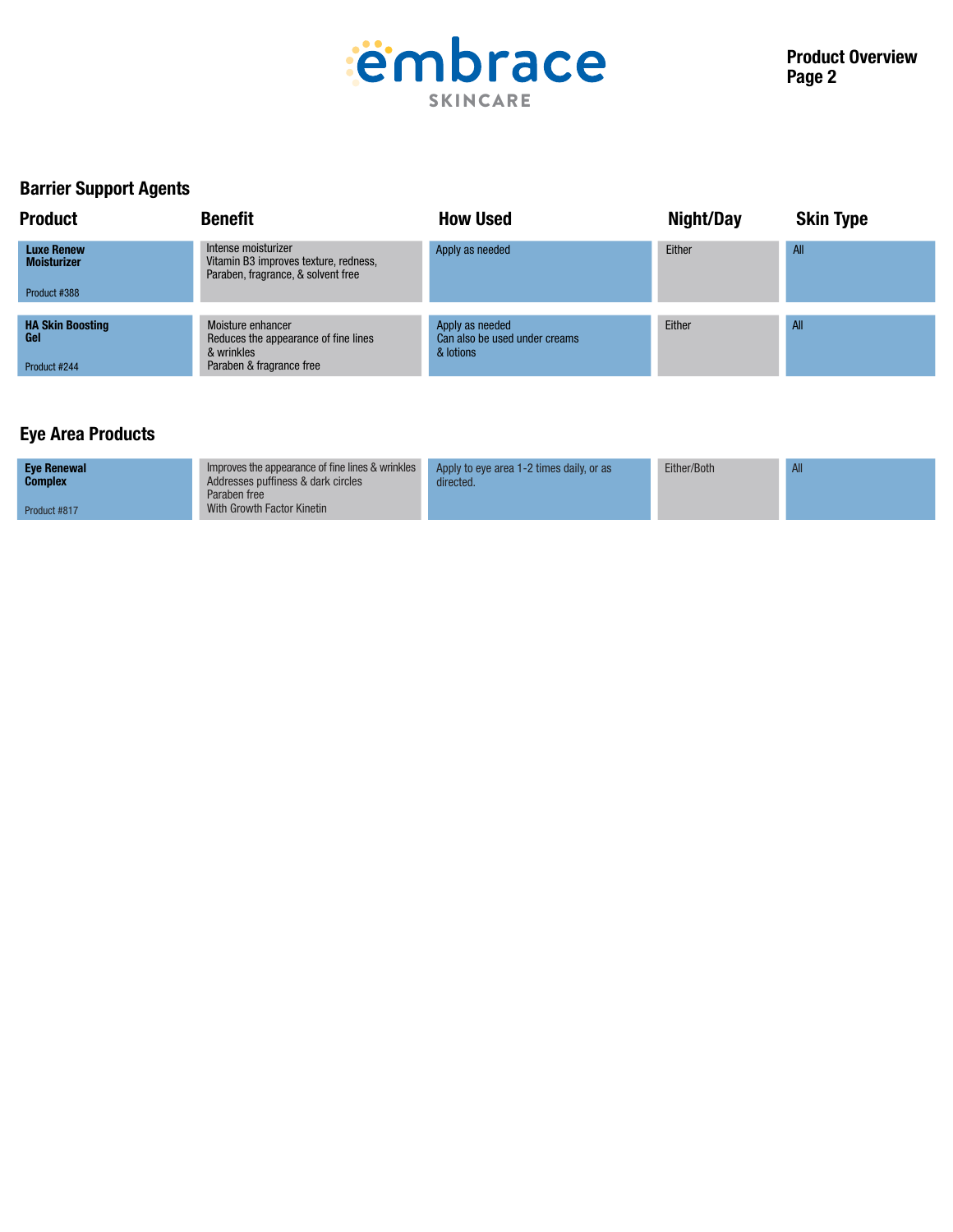embrace
SKINCARE

Product Overview
Page 2

## Barrier Support Agents

| Product | Benefit | How Used | Night/Day | Skin Type |
|---|---|---|---|---|
| **Luxe Renew Moisturizer**<br>Product #388 | Intense moisturizer<br>Vitamin B3 improves texture, redness,<br>Paraben, fragrance, & solvent free | Apply as needed | Either | All |
| **HA Skin Boosting Gel**<br>Product #244 | Moisture enhancer<br>Reduces the appearance of fine lines & wrinkles<br>Paraben & fragrance free | Apply as needed<br>Can also be used under creams & lotions | Either | All |

## Eye Area Products

| Product | Benefit | How Used | Night/Day | Skin Type |
|---|---|---|---|---|
| **Eye Renewal Complex**<br>Product #817 | Improves the appearance of fine lines & wrinkles<br>Addresses puffiness & dark circles<br>Paraben free<br>With Growth Factor Kinetin | Apply to eye area 1-2 times daily, or as directed. | Either/Both | All |